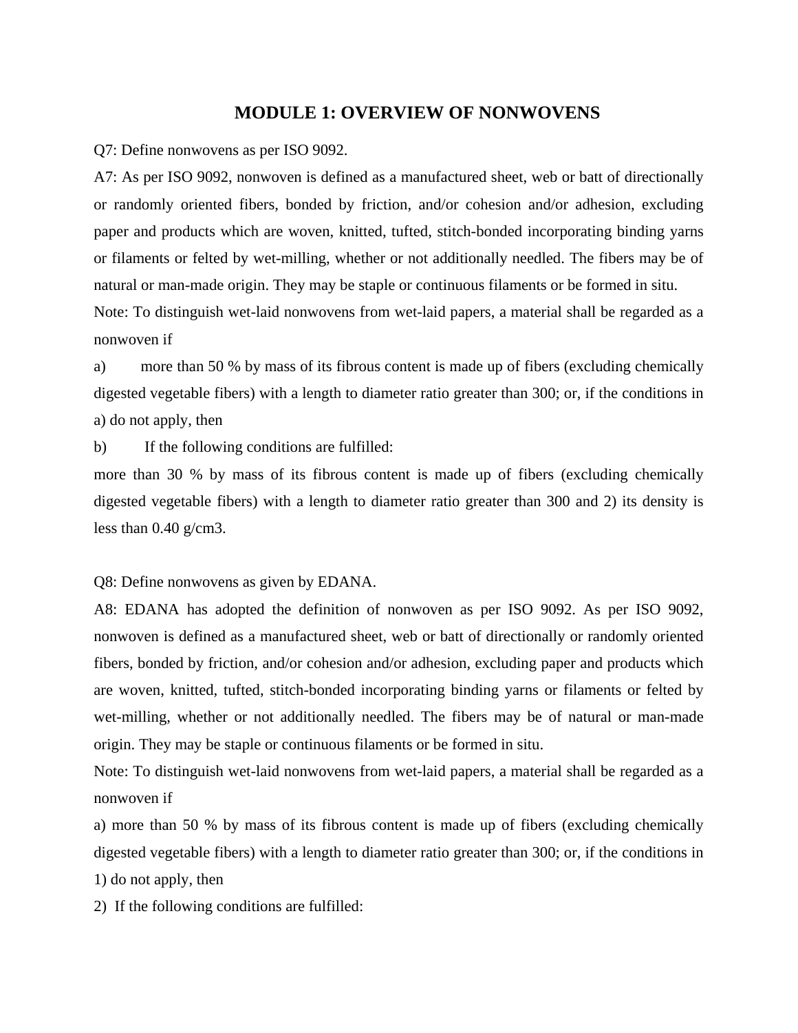# MODULE 1: OVERVIEW OF NONWOVENS

Q7: Define nonwovens as per ISO 9092.

A7: As per ISO 9092, nonwoven is defined as a manufactured sheet, web or batt of directionally or randomly oriented fibers, bonded by friction, and/or cohesion and/or adhesion, excluding paper and products which are woven, knitted, tufted, stitch-bonded incorporating binding yarns or filaments or felted by wet-milling, whether or not additionally needled. The fibers may be of natural or man-made origin. They may be staple or continuous filaments or be formed in situ.

Note: To distinguish wet-laid nonwovens from wet-laid papers, a material shall be regarded as a nonwoven if

a) more than 50 % by mass of its fibrous content is made up of fibers (excluding chemically digested vegetable fibers) with a length to diameter ratio greater than 300; or, if the conditions in a) do not apply, then

b) If the following conditions are fulfilled:

more than 30 % by mass of its fibrous content is made up of fibers (excluding chemically digested vegetable fibers) with a length to diameter ratio greater than 300 and 2) its density is less than 0.40 $g/cm^3$.

Q8: Define nonwovens as given by EDANA.

A8: EDANA has adopted the definition of nonwoven as per ISO 9092. As per ISO 9092, nonwoven is defined as a manufactured sheet, web or batt of directionally or randomly oriented fibers, bonded by friction, and/or cohesion and/or adhesion, excluding paper and products which are woven, knitted, tufted, stitch-bonded incorporating binding yarns or filaments or felted by wet-milling, whether or not additionally needled. The fibers may be of natural or man-made origin. They may be staple or continuous filaments or be formed in situ.

Note: To distinguish wet-laid nonwovens from wet-laid papers, a material shall be regarded as a nonwoven if

a) more than 50 % by mass of its fibrous content is made up of fibers (excluding chemically digested vegetable fibers) with a length to diameter ratio greater than 300; or, if the conditions in 1) do not apply, then

2) If the following conditions are fulfilled: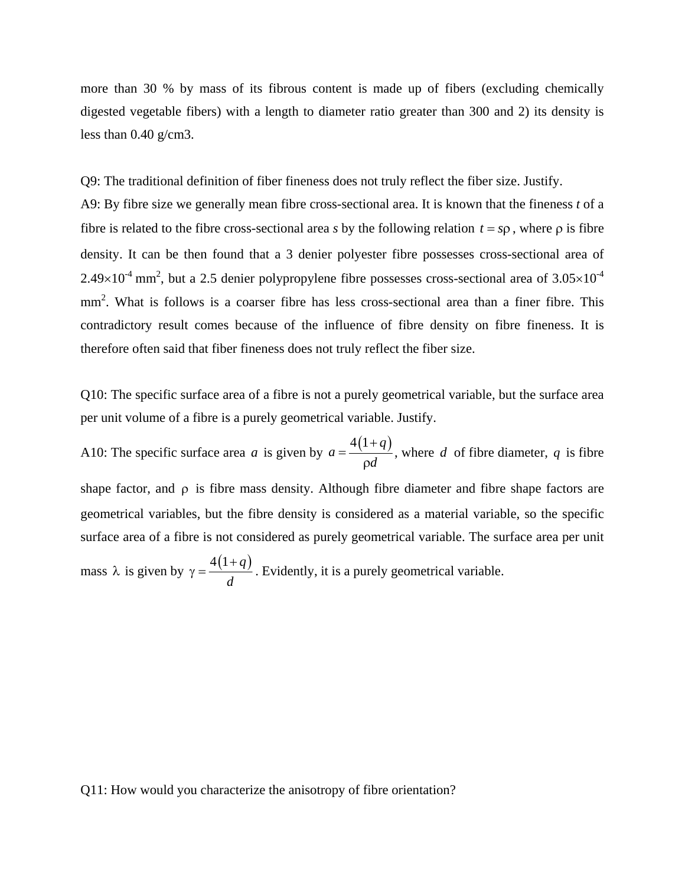more than 30 % by mass of its fibrous content is made up of fibers (excluding chemically digested vegetable fibers) with a length to diameter ratio greater than 300 and 2) its density is less than 0.40 g/cm3.

Q9: The traditional definition of fiber fineness does not truly reflect the fiber size. Justify.

A9: By fibre size we generally mean fibre cross-sectional area. It is known that the fineness *t* of a fibre is related to the fibre cross-sectional area *s* by the following relation $t = s\rho$, where $\rho$ is fibre density. It can be then found that a 3 denier polyester fibre possesses cross-sectional area of $2.49\times10^{-4}$ mm$^2$, but a 2.5 denier polypropylene fibre possesses cross-sectional area of $3.05\times10^{-4}$ mm$^2$. What is follows is a coarser fibre has less cross-sectional area than a finer fibre. This contradictory result comes because of the influence of fibre density on fibre fineness. It is therefore often said that fiber fineness does not truly reflect the fiber size.

Q10: The specific surface area of a fibre is not a purely geometrical variable, but the surface area per unit volume of a fibre is a purely geometrical variable. Justify.

A10: The specific surface area $a$ is given by $a = \frac{4(1+q)}{\rho d}$, where $d$ of fibre diameter, $q$ is fibre shape factor, and $\rho$ is fibre mass density. Although fibre diameter and fibre shape factors are geometrical variables, but the fibre density is considered as a material variable, so the specific surface area of a fibre is not considered as purely geometrical variable. The surface area per unit mass $\lambda$ is given by $\gamma = \frac{4(1+q)}{d}$. Evidently, it is a purely geometrical variable.

Q11: How would you characterize the anisotropy of fibre orientation?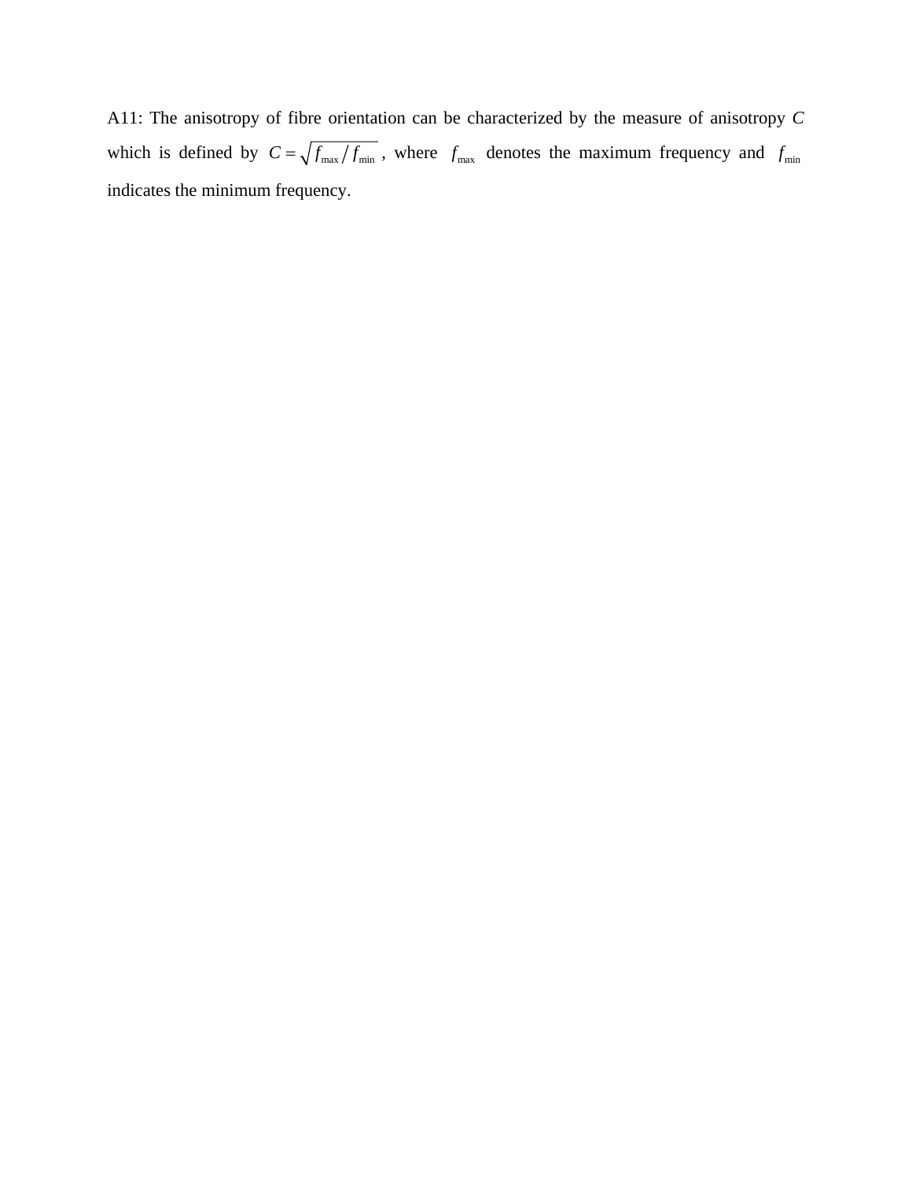A11: The anisotropy of fibre orientation can be characterized by the measure of anisotropy $C$ which is defined by $C = \sqrt{f_{\max} / f_{\min}}$, where $f_{\max}$ denotes the maximum frequency and $f_{\min}$ indicates the minimum frequency.